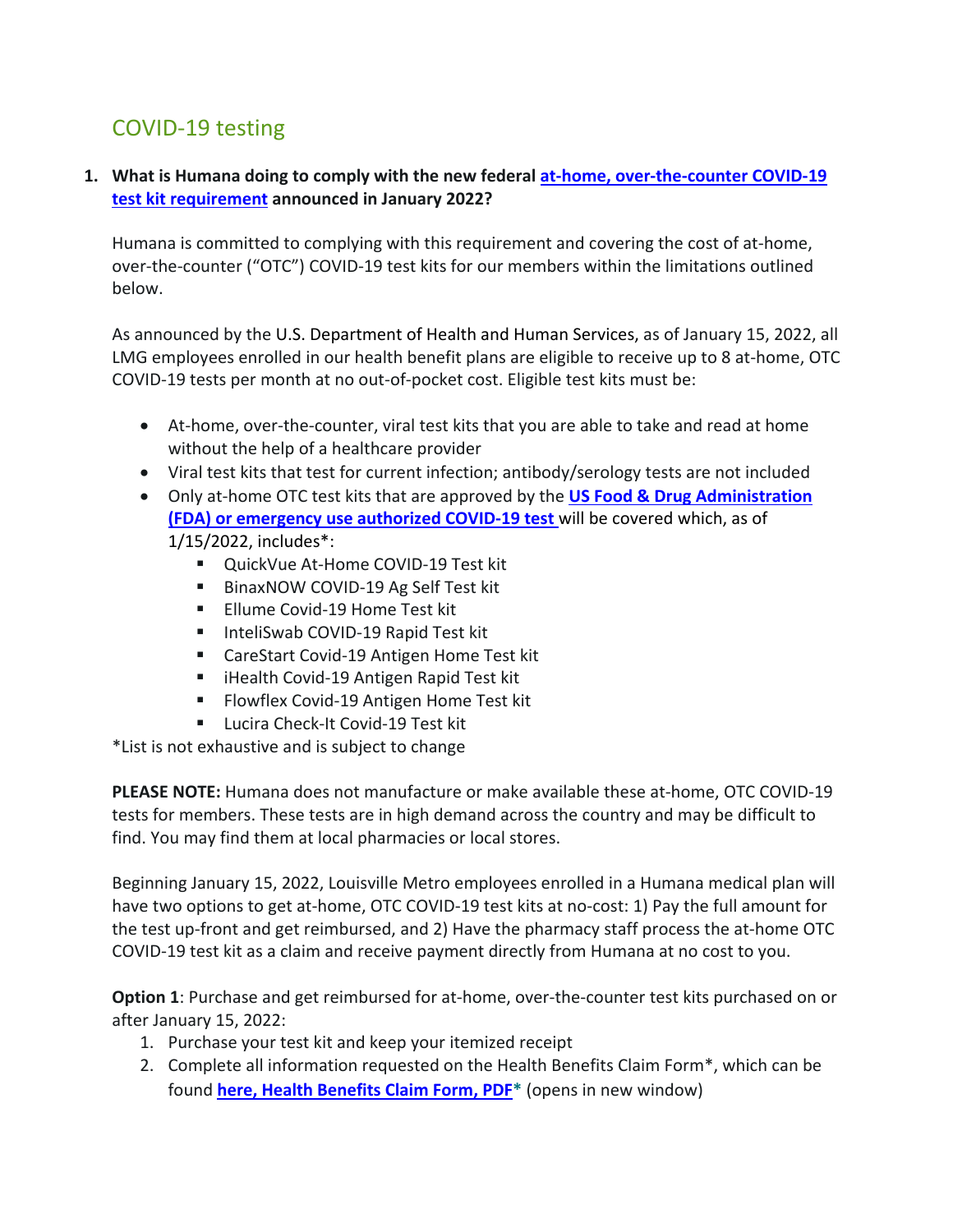## COVID-19 testing

1. **What is Humana doing to comply with the new federal [at-home, over-the-counter COVID-19 test kit requirement](#) announced in January 2022?**

   Humana is committed to complying with this requirement and covering the cost of at-home, over-the-counter ("OTC") COVID-19 test kits for our members within the limitations outlined below.

   As announced by the U.S. Department of Health and Human Services, as of January 15, 2022, all LMG employees enrolled in our health benefit plans are eligible to receive up to 8 at-home, OTC COVID-19 tests per month at no out-of-pocket cost. Eligible test kits must be:

   - At-home, over-the-counter, viral test kits that you are able to take and read at home without the help of a healthcare provider
   - Viral test kits that test for current infection; antibody/serology tests are not included
   - Only at-home OTC test kits that are approved by the **US Food & Drug Administration (FDA) or emergency use authorized COVID-19 test** will be covered which, as of 1/15/2022, includes*:
     - QuickVue At-Home COVID-19 Test kit
     - BinaxNOW COVID-19 Ag Self Test kit
     - Ellume Covid-19 Home Test kit
     - InteliSwab COVID-19 Rapid Test kit
     - CareStart Covid-19 Antigen Home Test kit
     - iHealth Covid-19 Antigen Rapid Test kit
     - Flowflex Covid-19 Antigen Home Test kit
     - Lucira Check-It Covid-19 Test kit

   *List is not exhaustive and is subject to change

   **PLEASE NOTE:** Humana does not manufacture or make available these at-home, OTC COVID-19 tests for members. These tests are in high demand across the country and may be difficult to find. You may find them at local pharmacies or local stores.

   Beginning January 15, 2022, Louisville Metro employees enrolled in a Humana medical plan will have two options to get at-home, OTC COVID-19 test kits at no-cost: 1) Pay the full amount for the test up-front and get reimbursed, and 2) Have the pharmacy staff process the at-home OTC COVID-19 test kit as a claim and receive payment directly from Humana at no cost to you.

   **Option 1**: Purchase and get reimbursed for at-home, over-the-counter test kits purchased on or after January 15, 2022:

   1. Purchase your test kit and keep your itemized receipt
   2. Complete all information requested on the Health Benefits Claim Form*, which can be found **here, Health Benefits Claim Form, PDF*** (opens in new window)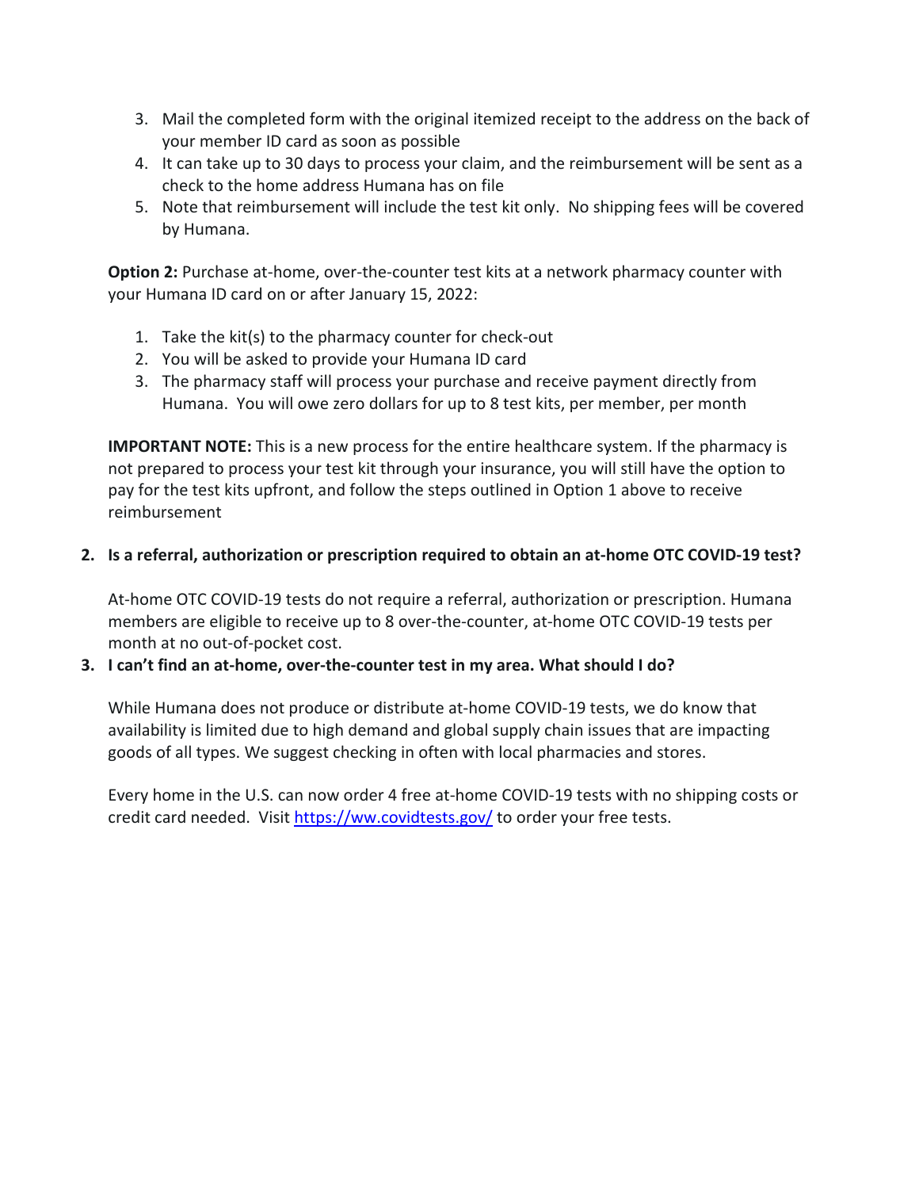3. Mail the completed form with the original itemized receipt to the address on the back of your member ID card as soon as possible
4. It can take up to 30 days to process your claim, and the reimbursement will be sent as a check to the home address Humana has on file
5. Note that reimbursement will include the test kit only. No shipping fees will be covered by Humana.

**Option 2:** Purchase at-home, over-the-counter test kits at a network pharmacy counter with your Humana ID card on or after January 15, 2022:

1. Take the kit(s) to the pharmacy counter for check-out
2. You will be asked to provide your Humana ID card
3. The pharmacy staff will process your purchase and receive payment directly from Humana. You will owe zero dollars for up to 8 test kits, per member, per month

**IMPORTANT NOTE:** This is a new process for the entire healthcare system. If the pharmacy is not prepared to process your test kit through your insurance, you will still have the option to pay for the test kits upfront, and follow the steps outlined in Option 1 above to receive reimbursement

**2. Is a referral, authorization or prescription required to obtain an at-home OTC COVID-19 test?**

At-home OTC COVID-19 tests do not require a referral, authorization or prescription. Humana members are eligible to receive up to 8 over-the-counter, at-home OTC COVID-19 tests per month at no out-of-pocket cost.

**3. I can't find an at-home, over-the-counter test in my area. What should I do?**

While Humana does not produce or distribute at-home COVID-19 tests, we do know that availability is limited due to high demand and global supply chain issues that are impacting goods of all types. We suggest checking in often with local pharmacies and stores.

Every home in the U.S. can now order 4 free at-home COVID-19 tests with no shipping costs or credit card needed. Visit [https://ww.covidtests.gov/](https://ww.covidtests.gov/) to order your free tests.